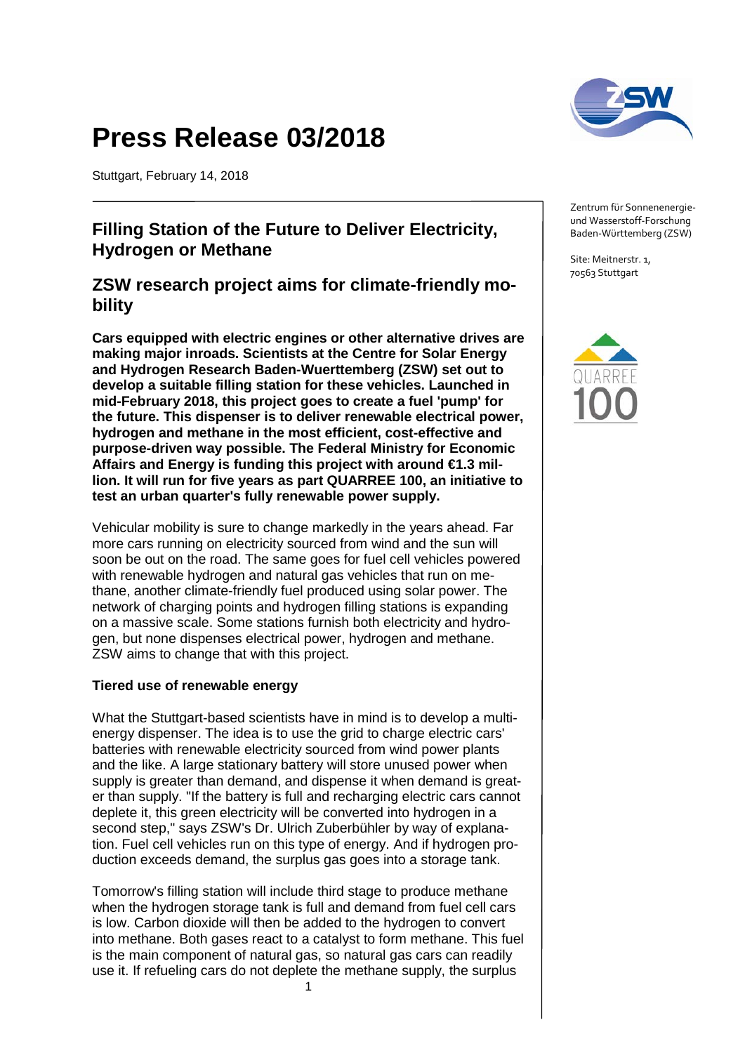# Press Release 03/2018

Stuttgart, February 14, 2018

Zentrum für Sonnenenergie- und Wasserstoff-Forschung Baden-Württemberg (ZSW)

Site: Meitnerstr. 1, 70563 Stuttgart

## Filling Station of the Future to Deliver Electricity, Hydrogen or Methane

## ZSW research project aims for climate-friendly mobility

**Cars equipped with electric engines or other alternative drives are making major inroads. Scientists at the Centre for Solar Energy and Hydrogen Research Baden-Wuerttemberg (ZSW) set out to develop a suitable filling station for these vehicles. Launched in mid-February 2018, this project goes to create a fuel 'pump' for the future. This dispenser is to deliver renewable electrical power, hydrogen and methane in the most efficient, cost-effective and purpose-driven way possible. The Federal Ministry for Economic Affairs and Energy is funding this project with around €1.3 million. It will run for five years as part QUARREE 100, an initiative to test an urban quarter's fully renewable power supply.**

Vehicular mobility is sure to change markedly in the years ahead. Far more cars running on electricity sourced from wind and the sun will soon be out on the road. The same goes for fuel cell vehicles powered with renewable hydrogen and natural gas vehicles that run on methane, another climate-friendly fuel produced using solar power. The network of charging points and hydrogen filling stations is expanding on a massive scale. Some stations furnish both electricity and hydrogen, but none dispenses electrical power, hydrogen and methane. ZSW aims to change that with this project.

### Tiered use of renewable energy

What the Stuttgart-based scientists have in mind is to develop a multi-energy dispenser. The idea is to use the grid to charge electric cars' batteries with renewable electricity sourced from wind power plants and the like. A large stationary battery will store unused power when supply is greater than demand, and dispense it when demand is greater than supply. "If the battery is full and recharging electric cars cannot deplete it, this green electricity will be converted into hydrogen in a second step," says ZSW's Dr. Ulrich Zuberbühler by way of explanation. Fuel cell vehicles run on this type of energy. And if hydrogen production exceeds demand, the surplus gas goes into a storage tank.

Tomorrow's filling station will include third stage to produce methane when the hydrogen storage tank is full and demand from fuel cell cars is low. Carbon dioxide will then be added to the hydrogen to convert into methane. Both gases react to a catalyst to form methane. This fuel is the main component of natural gas, so natural gas cars can readily use it. If refueling cars do not deplete the methane supply, the surplus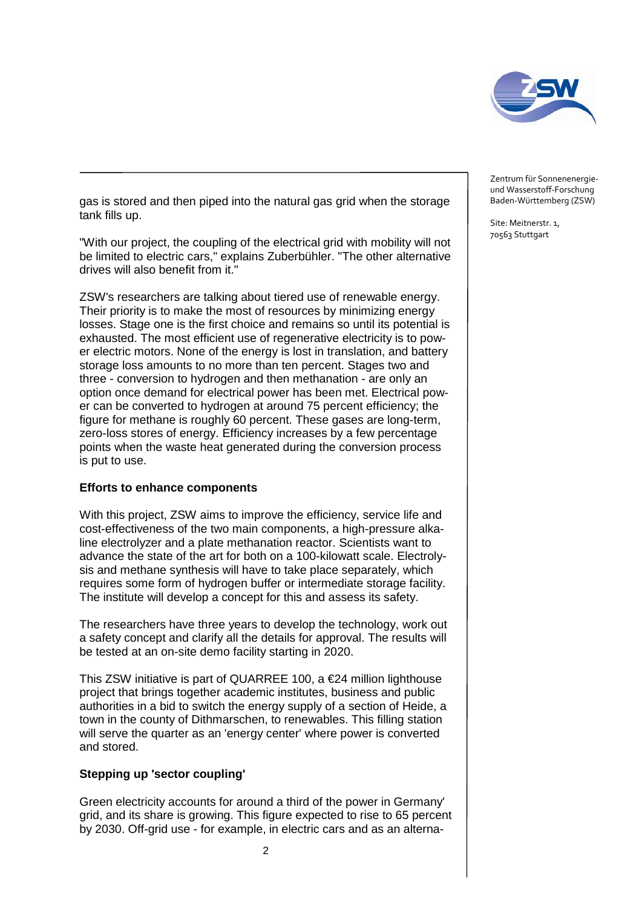gas is stored and then piped into the natural gas grid when the storage tank fills up.

"With our project, the coupling of the electrical grid with mobility will not be limited to electric cars," explains Zuberbühler. "The other alternative drives will also benefit from it."

ZSW's researchers are talking about tiered use of renewable energy. Their priority is to make the most of resources by minimizing energy losses. Stage one is the first choice and remains so until its potential is exhausted. The most efficient use of regenerative electricity is to power electric motors. None of the energy is lost in translation, and battery storage loss amounts to no more than ten percent. Stages two and three - conversion to hydrogen and then methanation - are only an option once demand for electrical power has been met. Electrical power can be converted to hydrogen at around 75 percent efficiency; the figure for methane is roughly 60 percent. These gases are long-term, zero-loss stores of energy. Efficiency increases by a few percentage points when the waste heat generated during the conversion process is put to use.

**Efforts to enhance components**

With this project, ZSW aims to improve the efficiency, service life and cost-effectiveness of the two main components, a high-pressure alkaline electrolyzer and a plate methanation reactor. Scientists want to advance the state of the art for both on a 100-kilowatt scale. Electrolysis and methane synthesis will have to take place separately, which requires some form of hydrogen buffer or intermediate storage facility. The institute will develop a concept for this and assess its safety.

The researchers have three years to develop the technology, work out a safety concept and clarify all the details for approval. The results will be tested at an on-site demo facility starting in 2020.

This ZSW initiative is part of QUARREE 100, a €24 million lighthouse project that brings together academic institutes, business and public authorities in a bid to switch the energy supply of a section of Heide, a town in the county of Dithmarschen, to renewables. This filling station will serve the quarter as an 'energy center' where power is converted and stored.

**Stepping up 'sector coupling'**

Green electricity accounts for around a third of the power in Germany' grid, and its share is growing. This figure expected to rise to 65 percent by 2030. Off-grid use - for example, in electric cars and as an alterna-

Zentrum für Sonnenenergie- und Wasserstoff-Forschung Baden-Württemberg (ZSW)

Site: Meitnerstr. 1, 70563 Stuttgart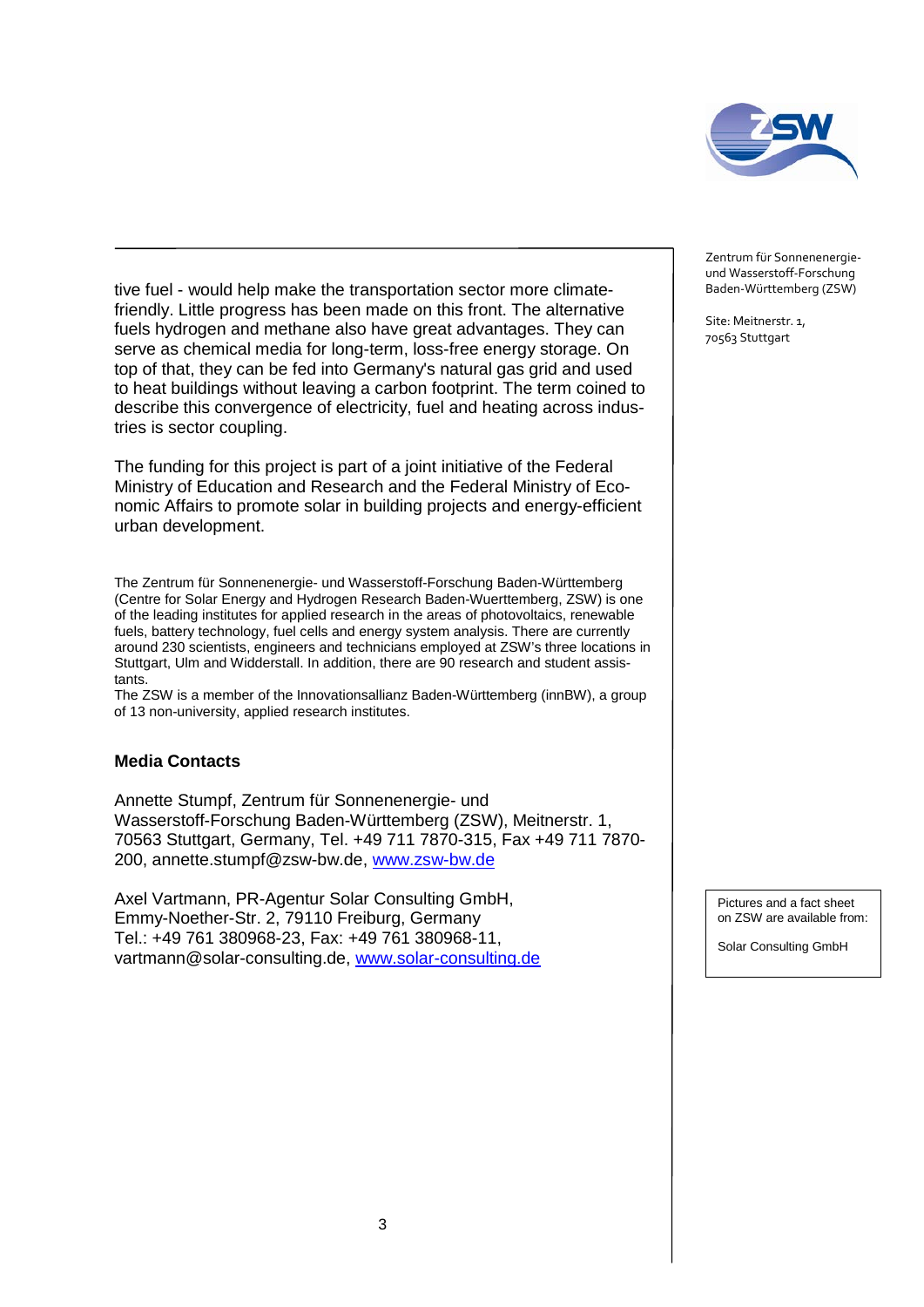tive fuel - would help make the transportation sector more climate-friendly. Little progress has been made on this front. The alternative fuels hydrogen and methane also have great advantages. They can serve as chemical media for long-term, loss-free energy storage. On top of that, they can be fed into Germany's natural gas grid and used to heat buildings without leaving a carbon footprint. The term coined to describe this convergence of electricity, fuel and heating across industries is sector coupling.

The funding for this project is part of a joint initiative of the Federal Ministry of Education and Research and the Federal Ministry of Economic Affairs to promote solar in building projects and energy-efficient urban development.

The Zentrum für Sonnenenergie- und Wasserstoff-Forschung Baden-Württemberg (Centre for Solar Energy and Hydrogen Research Baden-Wuerttemberg, ZSW) is one of the leading institutes for applied research in the areas of photovoltaics, renewable fuels, battery technology, fuel cells and energy system analysis. There are currently around 230 scientists, engineers and technicians employed at ZSW's three locations in Stuttgart, Ulm and Widderstall. In addition, there are 90 research and student assistants.
The ZSW is a member of the Innovationsallianz Baden-Württemberg (innBW), a group of 13 non-university, applied research institutes.

**Media Contacts**

Annette Stumpf, Zentrum für Sonnenenergie- und Wasserstoff-Forschung Baden-Württemberg (ZSW), Meitnerstr. 1, 70563 Stuttgart, Germany, Tel. +49 711 7870-315, Fax +49 711 7870-200, annette.stumpf@zsw-bw.de, www.zsw-bw.de

Axel Vartmann, PR-Agentur Solar Consulting GmbH, Emmy-Noether-Str. 2, 79110 Freiburg, Germany
Tel.: +49 761 380968-23, Fax: +49 761 380968-11, vartmann@solar-consulting.de, www.solar-consulting.de

Zentrum für Sonnenenergie- und Wasserstoff-Forschung Baden-Württemberg (ZSW)

Site: Meitnerstr. 1, 70563 Stuttgart

Pictures and a fact sheet on ZSW are available from:

Solar Consulting GmbH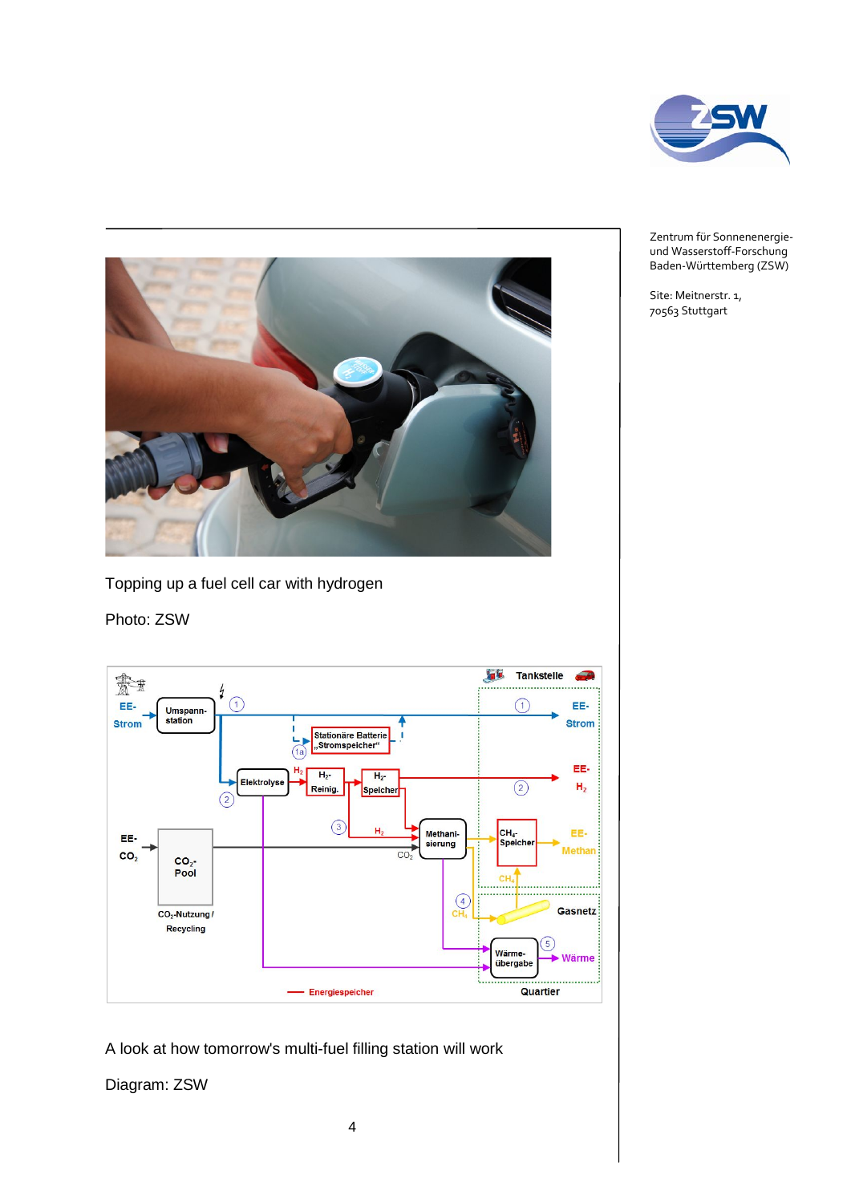Zentrum für Sonnenenergie- und Wasserstoff-Forschung Baden-Württemberg (ZSW)

Site: Meitnerstr. 1, 70563 Stuttgart

Topping up a fuel cell car with hydrogen

Photo: ZSW

Tankstelle

EE-Strom

Umspann-station

1

Stationäre Batterie „Stromspeicher"

1a

$H_2$

Elektrolyse

$H_2$-Reinig.

$H_2$-Speicher

2

EE-Strom

EE-$H_2$

3

$H_2$

EE-$CO_2$

$CO_2$-Pool

$CO_2$-Nutzung / Recycling

$CO_2$

Methani-sierung

$CH_4$-Speicher

EE-Methan

$CH_4$

4

$CH_4$

Gasnetz

5

Wärme-übergabe

Wärme

Energiespeicher

Quartier

A look at how tomorrow's multi-fuel filling station will work

Diagram: ZSW